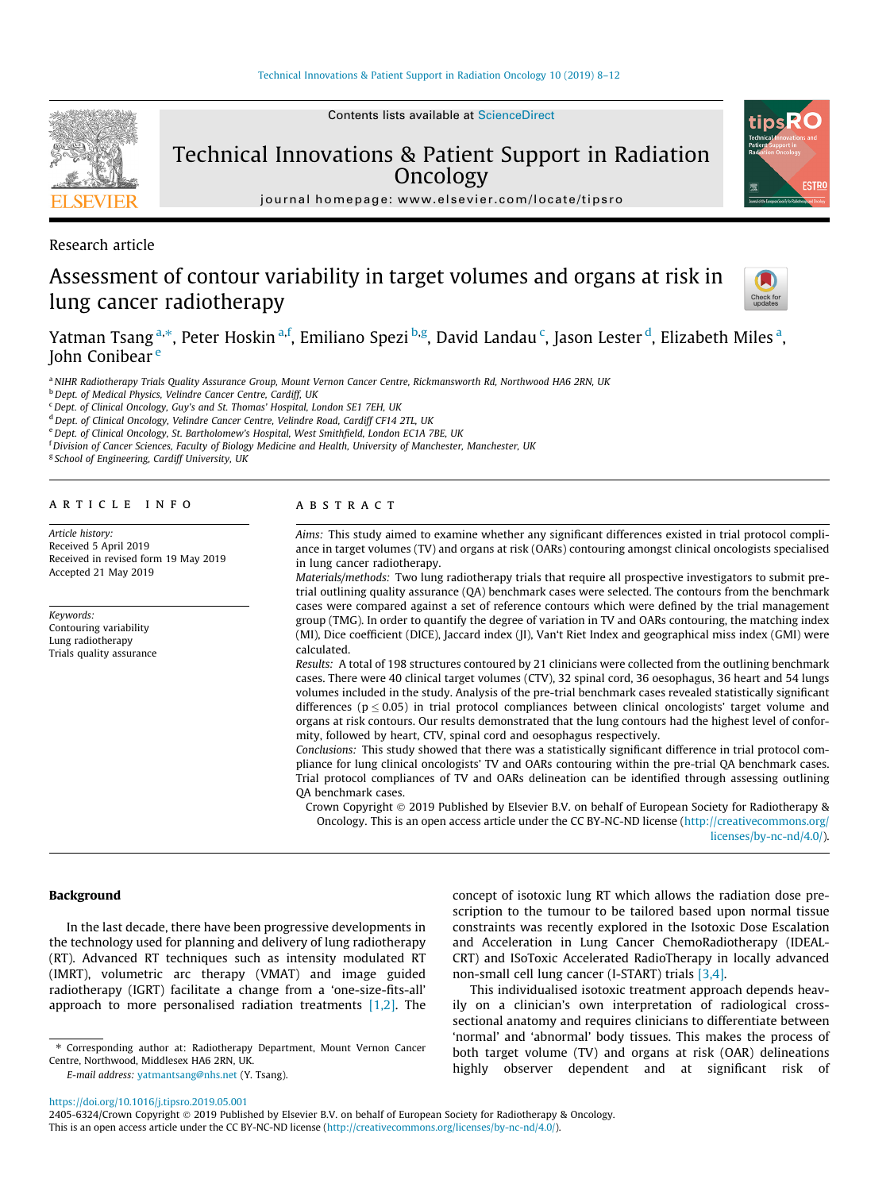Research article

# Assessment of contour variability in target volumes and organs at risk in lung cancer radiotherapy

Yatman Tsang [a,*], Peter Hoskin [a,f], Emiliano Spezi [b,g], David Landau [c], Jason Lester [d], Elizabeth Miles [a], John Conibear [e]

[a] NIHR Radiotherapy Trials Quality Assurance Group, Mount Vernon Cancer Centre, Rickmansworth Rd, Northwood HA6 2RN, UK
[b] Dept. of Medical Physics, Velindre Cancer Centre, Cardiff, UK
[c] Dept. of Clinical Oncology, Guy's and St. Thomas' Hospital, London SE1 7EH, UK
[d] Dept. of Clinical Oncology, Velindre Cancer Centre, Velindre Road, Cardiff CF14 2TL, UK
[e] Dept. of Clinical Oncology, St. Bartholomew's Hospital, West Smithfield, London EC1A 7BE, UK
[f] Division of Cancer Sciences, Faculty of Biology Medicine and Health, University of Manchester, Manchester, UK
[g] School of Engineering, Cardiff University, UK

## ARTICLE INFO

*Article history:*
Received 5 April 2019
Received in revised form 19 May 2019
Accepted 21 May 2019

*Keywords:*
Contouring variability
Lung radiotherapy
Trials quality assurance

## ABSTRACT

*Aims:* This study aimed to examine whether any significant differences existed in trial protocol compliance in target volumes (TV) and organs at risk (OARs) contouring amongst clinical oncologists specialised in lung cancer radiotherapy.

*Materials/methods:* Two lung radiotherapy trials that require all prospective investigators to submit pre-trial outlining quality assurance (QA) benchmark cases were selected. The contours from the benchmark cases were compared against a set of reference contours which were defined by the trial management group (TMG). In order to quantify the degree of variation in TV and OARs contouring, the matching index (MI), Dice coefficient (DICE), Jaccard index (JI), Van't Riet Index and geographical miss index (GMI) were calculated.

*Results:* A total of 198 structures contoured by 21 clinicians were collected from the outlining benchmark cases. There were 40 clinical target volumes (CTV), 32 spinal cord, 36 oesophagus, 36 heart and 54 lungs volumes included in the study. Analysis of the pre-trial benchmark cases revealed statistically significant differences ($p \leq 0.05$) in trial protocol compliances between clinical oncologists' target volume and organs at risk contours. Our results demonstrated that the lung contours had the highest level of conformity, followed by heart, CTV, spinal cord and oesophagus respectively.

*Conclusions:* This study showed that there was a statistically significant difference in trial protocol compliance for lung clinical oncologists' TV and OARs contouring within the pre-trial QA benchmark cases. Trial protocol compliances of TV and OARs delineation can be identified through assessing outlining QA benchmark cases.

Crown Copyright © 2019 Published by Elsevier B.V. on behalf of European Society for Radiotherapy & Oncology. This is an open access article under the CC BY-NC-ND license (http://creativecommons.org/licenses/by-nc-nd/4.0/).

## Background

In the last decade, there have been progressive developments in the technology used for planning and delivery of lung radiotherapy (RT). Advanced RT techniques such as intensity modulated RT (IMRT), volumetric arc therapy (VMAT) and image guided radiotherapy (IGRT) facilitate a change from a 'one-size-fits-all' approach to more personalised radiation treatments [1,2]. The concept of isotoxic lung RT which allows the radiation dose prescription to the tumour to be tailored based upon normal tissue constraints was recently explored in the Isotoxic Dose Escalation and Acceleration in Lung Cancer ChemoRadiotherapy (IDEAL-CRT) and ISoToxic Accelerated RadioTherapy in locally advanced non-small cell lung cancer (I-START) trials [3,4].

This individualised isotoxic treatment approach depends heavily on a clinician's own interpretation of radiological cross-sectional anatomy and requires clinicians to differentiate between 'normal' and 'abnormal' body tissues. This makes the process of both target volume (TV) and organs at risk (OAR) delineations highly observer dependent and at significant risk of

* Corresponding author at: Radiotherapy Department, Mount Vernon Cancer Centre, Northwood, Middlesex HA6 2RN, UK.
E-mail address: yatmantsang@nhs.net (Y. Tsang).

https://doi.org/10.1016/j.tipsro.2019.05.001
2405-6324/Crown Copyright © 2019 Published by Elsevier B.V. on behalf of European Society for Radiotherapy & Oncology.
This is an open access article under the CC BY-NC-ND license (http://creativecommons.org/licenses/by-nc-nd/4.0/).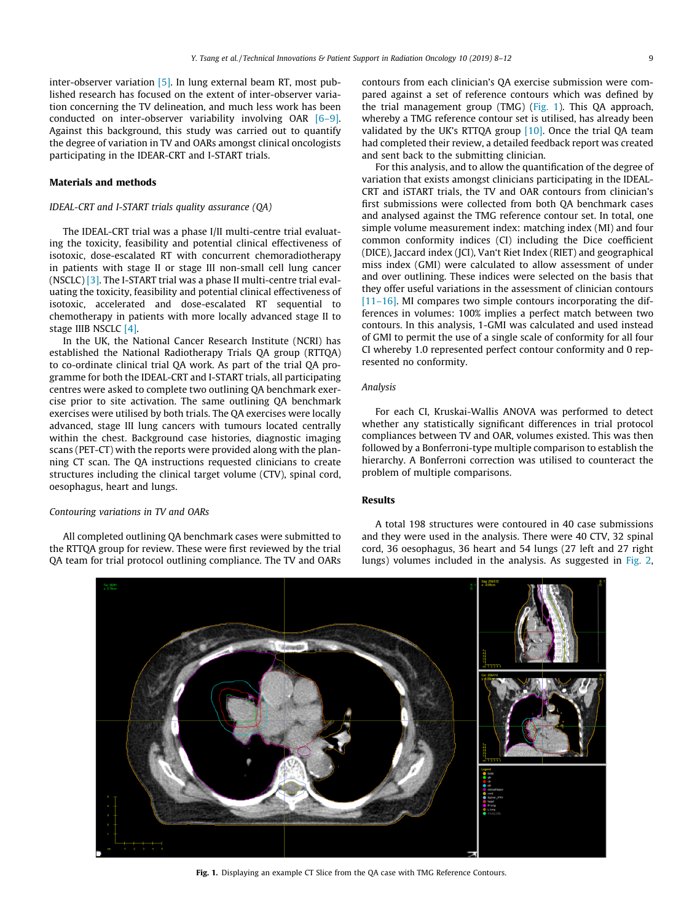inter-observer variation [5]. In lung external beam RT, most published research has focused on the extent of inter-observer variation concerning the TV delineation, and much less work has been conducted on inter-observer variability involving OAR [6–9]. Against this background, this study was carried out to quantify the degree of variation in TV and OARs amongst clinical oncologists participating in the IDEAR-CRT and I-START trials.

## Materials and methods

### *IDEAL-CRT and I-START trials quality assurance (QA)*

The IDEAL-CRT trial was a phase I/II multi-centre trial evaluating the toxicity, feasibility and potential clinical effectiveness of isotoxic, dose-escalated RT with concurrent chemoradiotherapy in patients with stage II or stage III non-small cell lung cancer (NSCLC) [3]. The I-START trial was a phase II multi-centre trial evaluating the toxicity, feasibility and potential clinical effectiveness of isotoxic, accelerated and dose-escalated RT sequential to chemotherapy in patients with more locally advanced stage II to stage IIIB NSCLC [4].

In the UK, the National Cancer Research Institute (NCRI) has established the National Radiotherapy Trials QA group (RTTQA) to co-ordinate clinical trial QA work. As part of the trial QA programme for both the IDEAL-CRT and I-START trials, all participating centres were asked to complete two outlining QA benchmark exercise prior to site activation. The same outlining QA benchmark exercises were utilised by both trials. The QA exercises were locally advanced, stage III lung cancers with tumours located centrally within the chest. Background case histories, diagnostic imaging scans (PET-CT) with the reports were provided along with the planning CT scan. The QA instructions requested clinicians to create structures including the clinical target volume (CTV), spinal cord, oesophagus, heart and lungs.

### *Contouring variations in TV and OARs*

All completed outlining QA benchmark cases were submitted to the RTTQA group for review. These were first reviewed by the trial QA team for trial protocol outlining compliance. The TV and OARs contours from each clinician's QA exercise submission were compared against a set of reference contours which was defined by the trial management group (TMG) (Fig. 1). This QA approach, whereby a TMG reference contour set is utilised, has already been validated by the UK's RTTQA group [10]. Once the trial QA team had completed their review, a detailed feedback report was created and sent back to the submitting clinician.

For this analysis, and to allow the quantification of the degree of variation that exists amongst clinicians participating in the IDEAL-CRT and iSTART trials, the TV and OAR contours from clinician's first submissions were collected from both QA benchmark cases and analysed against the TMG reference contour set. In total, one simple volume measurement index: matching index (MI) and four common conformity indices (CI) including the Dice coefficient (DICE), Jaccard index (JCI), Van't Riet Index (RIET) and geographical miss index (GMI) were calculated to allow assessment of under and over outlining. These indices were selected on the basis that they offer useful variations in the assessment of clinician contours [11–16]. MI compares two simple contours incorporating the differences in volumes: 100% implies a perfect match between two contours. In this analysis, 1-GMI was calculated and used instead of GMI to permit the use of a single scale of conformity for all four CI whereby 1.0 represented perfect contour conformity and 0 represented no conformity.

### *Analysis*

For each CI, Kruskai-Wallis ANOVA was performed to detect whether any statistically significant differences in trial protocol compliances between TV and OAR, volumes existed. This was then followed by a Bonferroni-type multiple comparison to establish the hierarchy. A Bonferroni correction was utilised to counteract the problem of multiple comparisons.

## Results

A total 198 structures were contoured in 40 case submissions and they were used in the analysis. There were 40 CTV, 32 spinal cord, 36 oesophagus, 36 heart and 54 lungs (27 left and 27 right lungs) volumes included in the analysis. As suggested in Fig. 2,

**Fig. 1.** Displaying an example CT Slice from the QA case with TMG Reference Contours.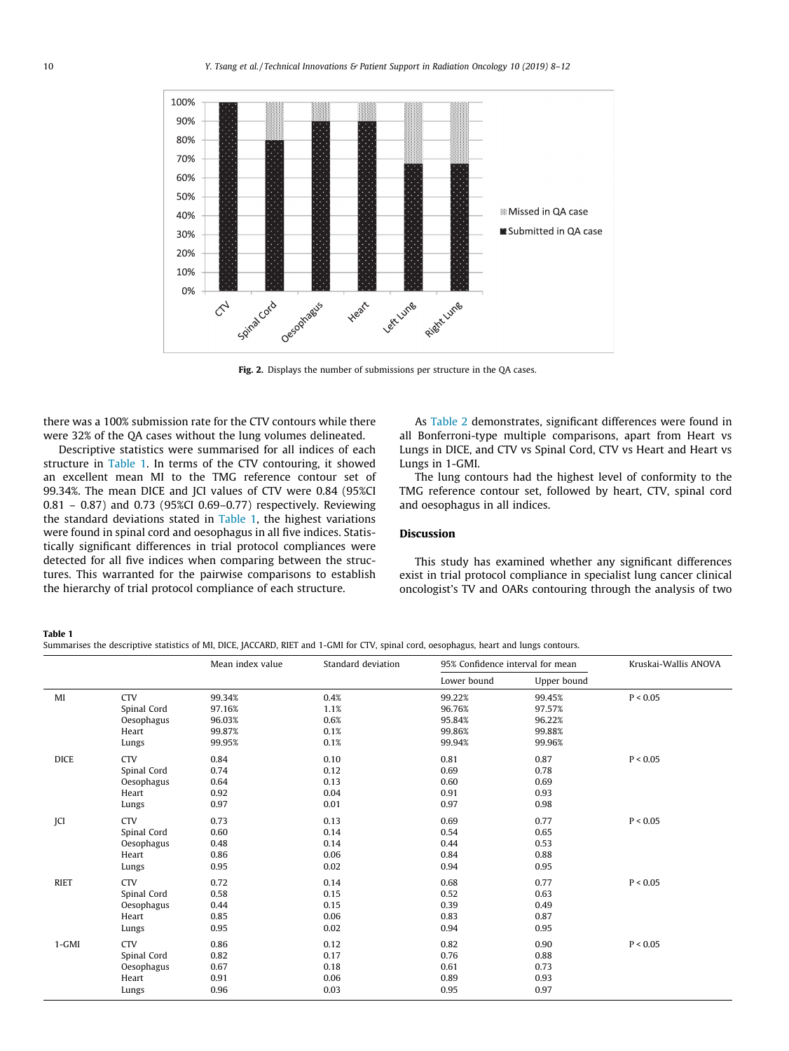Fig. 2. Displays the number of submissions per structure in the QA cases.

there was a 100% submission rate for the CTV contours while there were 32% of the QA cases without the lung volumes delineated.

Descriptive statistics were summarised for all indices of each structure in Table 1. In terms of the CTV contouring, it showed an excellent mean MI to the TMG reference contour set of 99.34%. The mean DICE and JCI values of CTV were 0.84 (95%CI 0.81 – 0.87) and 0.73 (95%CI 0.69–0.77) respectively. Reviewing the standard deviations stated in Table 1, the highest variations were found in spinal cord and oesophagus in all five indices. Statistically significant differences in trial protocol compliances were detected for all five indices when comparing between the structures. This warranted for the pairwise comparisons to establish the hierarchy of trial protocol compliance of each structure.

As Table 2 demonstrates, significant differences were found in all Bonferroni-type multiple comparisons, apart from Heart vs Lungs in DICE, and CTV vs Spinal Cord, CTV vs Heart and Heart vs Lungs in 1-GMI.

The lung contours had the highest level of conformity to the TMG reference contour set, followed by heart, CTV, spinal cord and oesophagus in all indices.

## Discussion

This study has examined whether any significant differences exist in trial protocol compliance in specialist lung cancer clinical oncologist's TV and OARs contouring through the analysis of two

**Table 1**
Summarises the descriptive statistics of MI, DICE, JACCARD, RIET and 1-GMI for CTV, spinal cord, oesophagus, heart and lungs contours.

| | | Mean index value | Standard deviation | 95% Confidence interval for mean | | Kruskai-Wallis ANOVA |
|---|---|---|---|---|---|---|
| | | | | Lower bound | Upper bound | |
| MI | CTV | 99.34% | 0.4% | 99.22% | 99.45% | $P < 0.05$ |
| | Spinal Cord | 97.16% | 1.1% | 96.76% | 97.57% | |
| | Oesophagus | 96.03% | 0.6% | 95.84% | 96.22% | |
| | Heart | 99.87% | 0.1% | 99.86% | 99.88% | |
| | Lungs | 99.95% | 0.1% | 99.94% | 99.96% | |
| DICE | CTV | 0.84 | 0.10 | 0.81 | 0.87 | $P < 0.05$ |
| | Spinal Cord | 0.74 | 0.12 | 0.69 | 0.78 | |
| | Oesophagus | 0.64 | 0.13 | 0.60 | 0.69 | |
| | Heart | 0.92 | 0.04 | 0.91 | 0.93 | |
| | Lungs | 0.97 | 0.01 | 0.97 | 0.98 | |
| JCI | CTV | 0.73 | 0.13 | 0.69 | 0.77 | $P < 0.05$ |
| | Spinal Cord | 0.60 | 0.14 | 0.54 | 0.65 | |
| | Oesophagus | 0.48 | 0.14 | 0.44 | 0.53 | |
| | Heart | 0.86 | 0.06 | 0.84 | 0.88 | |
| | Lungs | 0.95 | 0.02 | 0.94 | 0.95 | |
| RIET | CTV | 0.72 | 0.14 | 0.68 | 0.77 | $P < 0.05$ |
| | Spinal Cord | 0.58 | 0.15 | 0.52 | 0.63 | |
| | Oesophagus | 0.44 | 0.15 | 0.39 | 0.49 | |
| | Heart | 0.85 | 0.06 | 0.83 | 0.87 | |
| | Lungs | 0.95 | 0.02 | 0.94 | 0.95 | |
| 1-GMI | CTV | 0.86 | 0.12 | 0.82 | 0.90 | $P < 0.05$ |
| | Spinal Cord | 0.82 | 0.17 | 0.76 | 0.88 | |
| | Oesophagus | 0.67 | 0.18 | 0.61 | 0.73 | |
| | Heart | 0.91 | 0.06 | 0.89 | 0.93 | |
| | Lungs | 0.96 | 0.03 | 0.95 | 0.97 | |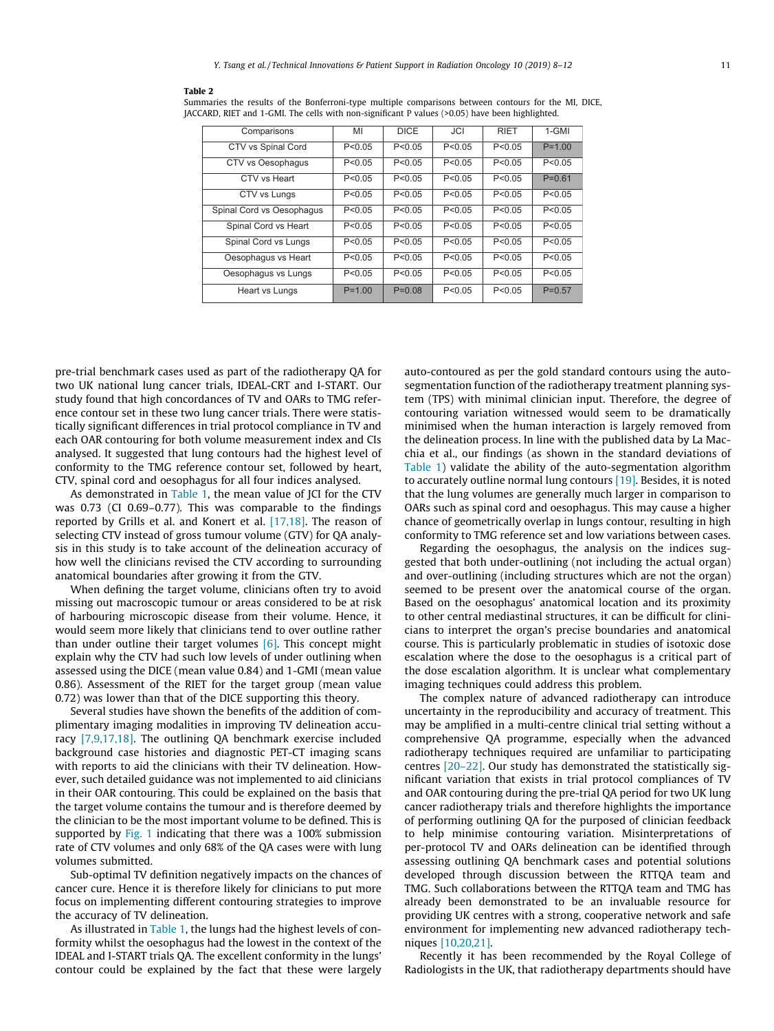**Table 2**

Summaries the results of the Bonferroni-type multiple comparisons between contours for the MI, DICE, JACCARD, RIET and 1-GMI. The cells with non-significant P values (>0.05) have been highlighted.

| Comparisons | MI | DICE | JCI | RIET | 1-GMI |
|---|---|---|---|---|---|
| CTV vs Spinal Cord | P<0.05 | P<0.05 | P<0.05 | P<0.05 | P=1.00 |
| CTV vs Oesophagus | P<0.05 | P<0.05 | P<0.05 | P<0.05 | P<0.05 |
| CTV vs Heart | P<0.05 | P<0.05 | P<0.05 | P<0.05 | P=0.61 |
| CTV vs Lungs | P<0.05 | P<0.05 | P<0.05 | P<0.05 | P<0.05 |
| Spinal Cord vs Oesophagus | P<0.05 | P<0.05 | P<0.05 | P<0.05 | P<0.05 |
| Spinal Cord vs Heart | P<0.05 | P<0.05 | P<0.05 | P<0.05 | P<0.05 |
| Spinal Cord vs Lungs | P<0.05 | P<0.05 | P<0.05 | P<0.05 | P<0.05 |
| Oesophagus vs Heart | P<0.05 | P<0.05 | P<0.05 | P<0.05 | P<0.05 |
| Oesophagus vs Lungs | P<0.05 | P<0.05 | P<0.05 | P<0.05 | P<0.05 |
| Heart vs Lungs | P=1.00 | P=0.08 | P<0.05 | P<0.05 | P=0.57 |

pre-trial benchmark cases used as part of the radiotherapy QA for two UK national lung cancer trials, IDEAL-CRT and I-START. Our study found that high concordances of TV and OARs to TMG reference contour set in these two lung cancer trials. There were statistically significant differences in trial protocol compliance in TV and each OAR contouring for both volume measurement index and CIs analysed. It suggested that lung contours had the highest level of conformity to the TMG reference contour set, followed by heart, CTV, spinal cord and oesophagus for all four indices analysed.

As demonstrated in Table 1, the mean value of JCI for the CTV was 0.73 (CI 0.69–0.77). This was comparable to the findings reported by Grills et al. and Konert et al. [17,18]. The reason of selecting CTV instead of gross tumour volume (GTV) for QA analysis in this study is to take account of the delineation accuracy of how well the clinicians revised the CTV according to surrounding anatomical boundaries after growing it from the GTV.

When defining the target volume, clinicians often try to avoid missing out macroscopic tumour or areas considered to be at risk of harbouring microscopic disease from their volume. Hence, it would seem more likely that clinicians tend to over outline rather than under outline their target volumes [6]. This concept might explain why the CTV had such low levels of under outlining when assessed using the DICE (mean value 0.84) and 1-GMI (mean value 0.86). Assessment of the RIET for the target group (mean value 0.72) was lower than that of the DICE supporting this theory.

Several studies have shown the benefits of the addition of complimentary imaging modalities in improving TV delineation accuracy [7,9,17,18]. The outlining QA benchmark exercise included background case histories and diagnostic PET-CT imaging scans with reports to aid the clinicians with their TV delineation. However, such detailed guidance was not implemented to aid clinicians in their OAR contouring. This could be explained on the basis that the target volume contains the tumour and is therefore deemed by the clinician to be the most important volume to be defined. This is supported by Fig. 1 indicating that there was a 100% submission rate of CTV volumes and only 68% of the QA cases were with lung volumes submitted.

Sub-optimal TV definition negatively impacts on the chances of cancer cure. Hence it is therefore likely for clinicians to put more focus on implementing different contouring strategies to improve the accuracy of TV delineation.

As illustrated in Table 1, the lungs had the highest levels of conformity whilst the oesophagus had the lowest in the context of the IDEAL and I-START trials QA. The excellent conformity in the lungs' contour could be explained by the fact that these were largely auto-contoured as per the gold standard contours using the auto-segmentation function of the radiotherapy treatment planning system (TPS) with minimal clinician input. Therefore, the degree of contouring variation witnessed would seem to be dramatically minimised when the human interaction is largely removed from the delineation process. In line with the published data by La Macchia et al., our findings (as shown in the standard deviations of Table 1) validate the ability of the auto-segmentation algorithm to accurately outline normal lung contours [19]. Besides, it is noted that the lung volumes are generally much larger in comparison to OARs such as spinal cord and oesophagus. This may cause a higher chance of geometrically overlap in lungs contour, resulting in high conformity to TMG reference set and low variations between cases.

Regarding the oesophagus, the analysis on the indices suggested that both under-outlining (not including the actual organ) and over-outlining (including structures which are not the organ) seemed to be present over the anatomical course of the organ. Based on the oesophagus' anatomical location and its proximity to other central mediastinal structures, it can be difficult for clinicians to interpret the organ's precise boundaries and anatomical course. This is particularly problematic in studies of isotoxic dose escalation where the dose to the oesophagus is a critical part of the dose escalation algorithm. It is unclear what complementary imaging techniques could address this problem.

The complex nature of advanced radiotherapy can introduce uncertainty in the reproducibility and accuracy of treatment. This may be amplified in a multi-centre clinical trial setting without a comprehensive QA programme, especially when the advanced radiotherapy techniques required are unfamiliar to participating centres [20–22]. Our study has demonstrated the statistically significant variation that exists in trial protocol compliances of TV and OAR contouring during the pre-trial QA period for two UK lung cancer radiotherapy trials and therefore highlights the importance of performing outlining QA for the purposed of clinician feedback to help minimise contouring variation. Misinterpretations of per-protocol TV and OARs delineation can be identified through assessing outlining QA benchmark cases and potential solutions developed through discussion between the RTTQA team and TMG. Such collaborations between the RTTQA team and TMG has already been demonstrated to be an invaluable resource for providing UK centres with a strong, cooperative network and safe environment for implementing new advanced radiotherapy techniques [10,20,21].

Recently it has been recommended by the Royal College of Radiologists in the UK, that radiotherapy departments should have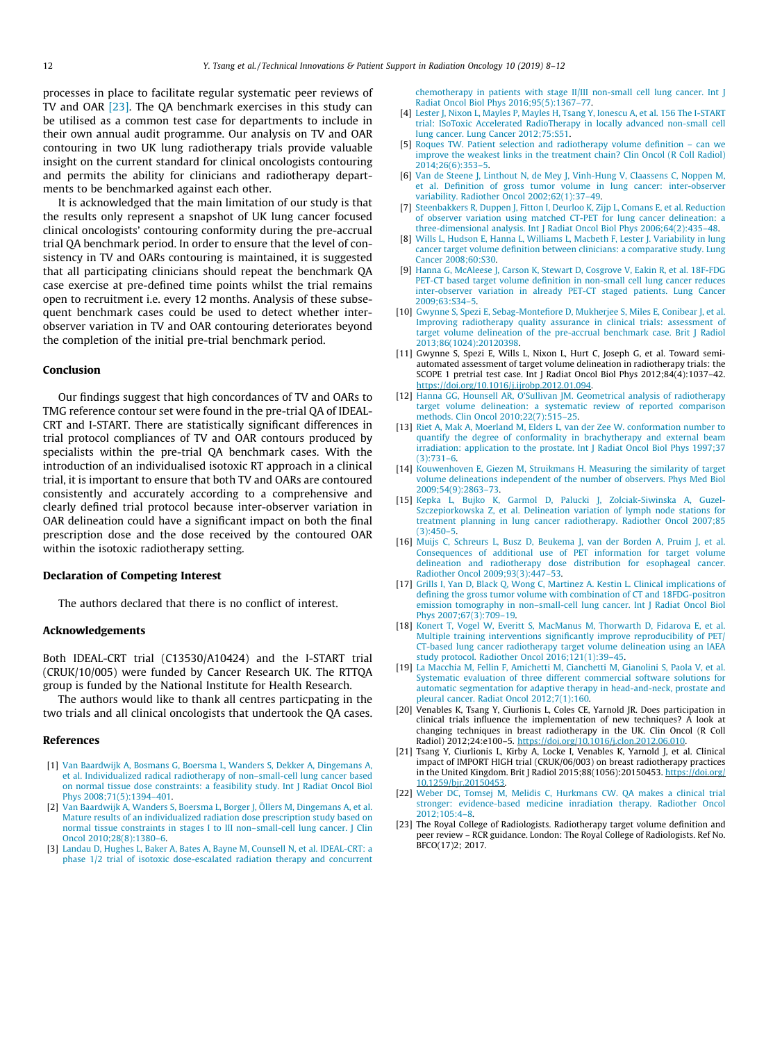processes in place to facilitate regular systematic peer reviews of TV and OAR [23]. The QA benchmark exercises in this study can be utilised as a common test case for departments to include in their own annual audit programme. Our analysis on TV and OAR contouring in two UK lung radiotherapy trials provide valuable insight on the current standard for clinical oncologists contouring and permits the ability for clinicians and radiotherapy departments to be benchmarked against each other.

It is acknowledged that the main limitation of our study is that the results only represent a snapshot of UK lung cancer focused clinical oncologists' contouring conformity during the pre-accrual trial QA benchmark period. In order to ensure that the level of consistency in TV and OARs contouring is maintained, it is suggested that all participating clinicians should repeat the benchmark QA case exercise at pre-defined time points whilst the trial remains open to recruitment i.e. every 12 months. Analysis of these subsequent benchmark cases could be used to detect whether inter-observer variation in TV and OAR contouring deteriorates beyond the completion of the initial pre-trial benchmark period.

## Conclusion

Our findings suggest that high concordances of TV and OARs to TMG reference contour set were found in the pre-trial QA of IDEAL-CRT and I-START. There are statistically significant differences in trial protocol compliances of TV and OAR contours produced by specialists within the pre-trial QA benchmark cases. With the introduction of an individualised isotoxic RT approach in a clinical trial, it is important to ensure that both TV and OARs are contoured consistently and accurately according to a comprehensive and clearly defined trial protocol because inter-observer variation in OAR delineation could have a significant impact on both the final prescription dose and the dose received by the contoured OAR within the isotoxic radiotherapy setting.

## Declaration of Competing Interest

The authors declared that there is no conflict of interest.

## Acknowledgements

Both IDEAL-CRT trial (C13530/A10424) and the I-START trial (CRUK/10/005) were funded by Cancer Research UK. The RTTQA group is funded by the National Institute for Health Research.

The authors would like to thank all centres particpating in the two trials and all clinical oncologists that undertook the QA cases.

## References

[1] Van Baardwijk A, Bosmans G, Boersma L, Wanders S, Dekker A, Dingemans A, et al. Individualized radical radiotherapy of non–small-cell lung cancer based on normal tissue dose constraints: a feasibility study. Int J Radiat Oncol Biol Phys 2008;71(5):1394–401.

[2] Van Baardwijk A, Wanders S, Boersma L, Borger J, Öllers M, Dingemans A, et al. Mature results of an individualized radiation dose prescription study based on normal tissue constraints in stages I to III non–small-cell lung cancer. J Clin Oncol 2010;28(8):1380–6.

[3] Landau D, Hughes L, Baker A, Bates A, Bayne M, Counsell N, et al. IDEAL-CRT: a phase 1/2 trial of isotoxic dose-escalated radiation therapy and concurrent chemotherapy in patients with stage II/III non-small cell lung cancer. Int J Radiat Oncol Biol Phys 2016;95(5):1367–77.

[4] Lester J, Nixon L, Mayles P, Mayles H, Tsang Y, Ionescu A, et al. 156 The I-START trial: ISoToxic Accelerated RadioTherapy in locally advanced non-small cell lung cancer. Lung Cancer 2012;75:S51.

[5] Roques TW. Patient selection and radiotherapy volume definition – can we improve the weakest links in the treatment chain? Clin Oncol (R Coll Radiol) 2014;26(6):353–5.

[6] Van de Steene J, Linthout N, de Mey J, Vinh-Hung V, Claassens C, Noppen M, et al. Definition of gross tumor volume in lung cancer: inter-observer variability. Radiother Oncol 2002;62(1):37–49.

[7] Steenbakkers R, Duppen J, Fitton I, Deurloo K, Zijp L, Comans E, et al. Reduction of observer variation using matched CT-PET for lung cancer delineation: a three-dimensional analysis. Int J Radiat Oncol Biol Phys 2006;64(2):435–48.

[8] Wills L, Hudson E, Hanna L, Williams L, Macbeth F, Lester J. Variability in lung cancer target volume definition between clinicians: a comparative study. Lung Cancer 2008;60:S30.

[9] Hanna G, McAleese J, Carson K, Stewart D, Cosgrove V, Eakin R, et al. 18F-FDG PET-CT based target volume definition in non-small cell lung cancer reduces inter-observer variation in already PET-CT staged patients. Lung Cancer 2009;63:S34–5.

[10] Gwynne S, Spezi E, Sebag-Montefiore D, Mukherjee S, Miles E, Conibear J, et al. Improving radiotherapy quality assurance in clinical trials: assessment of target volume delineation of the pre-accrual benchmark case. Brit J Radiol 2013;86(1024):20120398.

[11] Gwynne S, Spezi E, Wills L, Nixon L, Hurt C, Joseph G, et al. Toward semi-automated assessment of target volume delineation in radiotherapy trials: the SCOPE 1 pretrial test case. Int J Radiat Oncol Biol Phys 2012;84(4):1037–42. https://doi.org/10.1016/j.ijrobp.2012.01.094.

[12] Hanna GG, Hounsell AR, O'Sullivan JM. Geometrical analysis of radiotherapy target volume delineation: a systematic review of reported comparison methods. Clin Oncol 2010;22(7):515–25.

[13] Riet A, Mak A, Moerland M, Elders L, van der Zee W. conformation number to quantify the degree of conformality in brachytherapy and external beam irradiation: application to the prostate. Int J Radiat Oncol Biol Phys 1997;37(3):731–6.

[14] Kouwenhoven E, Giezen M, Struikmans H. Measuring the similarity of target volume delineations independent of the number of observers. Phys Med Biol 2009;54(9):2863–73.

[15] Kepka L, Bujko K, Garmol D, Palucki J, Zolciak-Siwinska A, Guzel-Szczepiorkowska Z, et al. Delineation variation of lymph node stations for treatment planning in lung cancer radiotherapy. Radiother Oncol 2007;85(3):450–5.

[16] Muijs C, Schreurs L, Busz D, Beukema J, van der Borden A, Pruim J, et al. Consequences of additional use of PET information for target volume delineation and radiotherapy dose distribution for esophageal cancer. Radiother Oncol 2009;93(3):447–53.

[17] Grills I, Yan D, Black Q, Wong C, Martinez A, Kestin L. Clinical implications of defining the gross tumor volume with combination of CT and 18FDG-positron emission tomography in non–small-cell lung cancer. Int J Radiat Oncol Biol Phys 2007;67(3):709–19.

[18] Konert T, Vogel W, Everitt S, MacManus M, Thorwarth D, Fidarova E, et al. Multiple training interventions significantly improve reproducibility of PET/CT-based lung cancer radiotherapy target volume delineation using an IAEA study protocol. Radiother Oncol 2016;121(1):39–45.

[19] La Macchia M, Fellin F, Amichetti M, Cianchetti M, Gianolini S, Paola V, et al. Systematic evaluation of three different commercial software solutions for automatic segmentation for adaptive therapy in head-and-neck, prostate and pleural cancer. Radiat Oncol 2012;7(1):160.

[20] Venables K, Tsang Y, Ciurlionis L, Coles CE, Yarnold JR. Does participation in clinical trials influence the implementation of new techniques? A look at changing techniques in breast radiotherapy in the UK. Clin Oncol (R Coll Radiol) 2012;24:e100–5. https://doi.org/10.1016/j.clon.2012.06.010.

[21] Tsang Y, Ciurlionis L, Kirby A, Locke I, Venables K, Yarnold J, et al. Clinical impact of IMPORT HIGH trial (CRUK/06/003) on breast radiotherapy practices in the United Kingdom. Brit J Radiol 2015;88(1056):20150453. https://doi.org/10.1259/bjr.20150453.

[22] Weber DC, Tomsej M, Melidis C, Hurkmans CW. QA makes a clinical trial stronger: evidence-based medicine inradiation therapy. Radiother Oncol 2012;105:4–8.

[23] The Royal College of Radiologists. Radiotherapy target volume definition and peer review – RCR guidance. London: The Royal College of Radiologists. Ref No. BFCO(17)2; 2017.